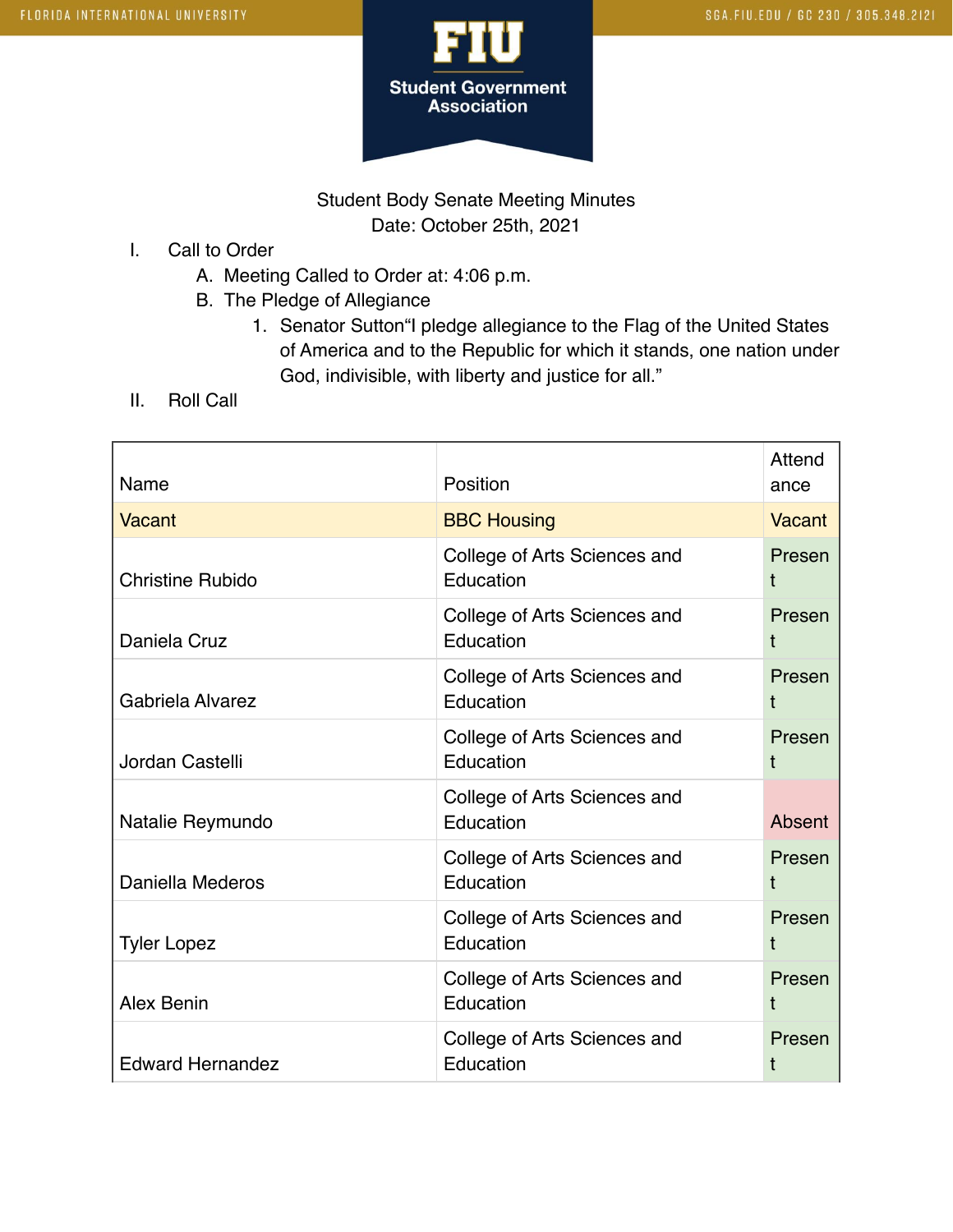Student Body Senate Meeting Minutes

Date: October 25th, 2021

I. Call to Order
   A. Meeting Called to Order at: 4:06 p.m.
   B. The Pledge of Allegiance
      1. Senator Sutton"I pledge allegiance to the Flag of the United States of America and to the Republic for which it stands, one nation under God, indivisible, with liberty and justice for all."

II. Roll Call

| Name | Position | Attendance |
|---|---|---|
| Vacant | BBC Housing | Vacant |
| Christine Rubido | College of Arts Sciences and Education | Present |
| Daniela Cruz | College of Arts Sciences and Education | Present |
| Gabriela Alvarez | College of Arts Sciences and Education | Present |
| Jordan Castelli | College of Arts Sciences and Education | Present |
| Natalie Reymundo | College of Arts Sciences and Education | Absent |
| Daniella Mederos | College of Arts Sciences and Education | Present |
| Tyler Lopez | College of Arts Sciences and Education | Present |
| Alex Benin | College of Arts Sciences and Education | Present |
| Edward Hernandez | College of Arts Sciences and Education | Present |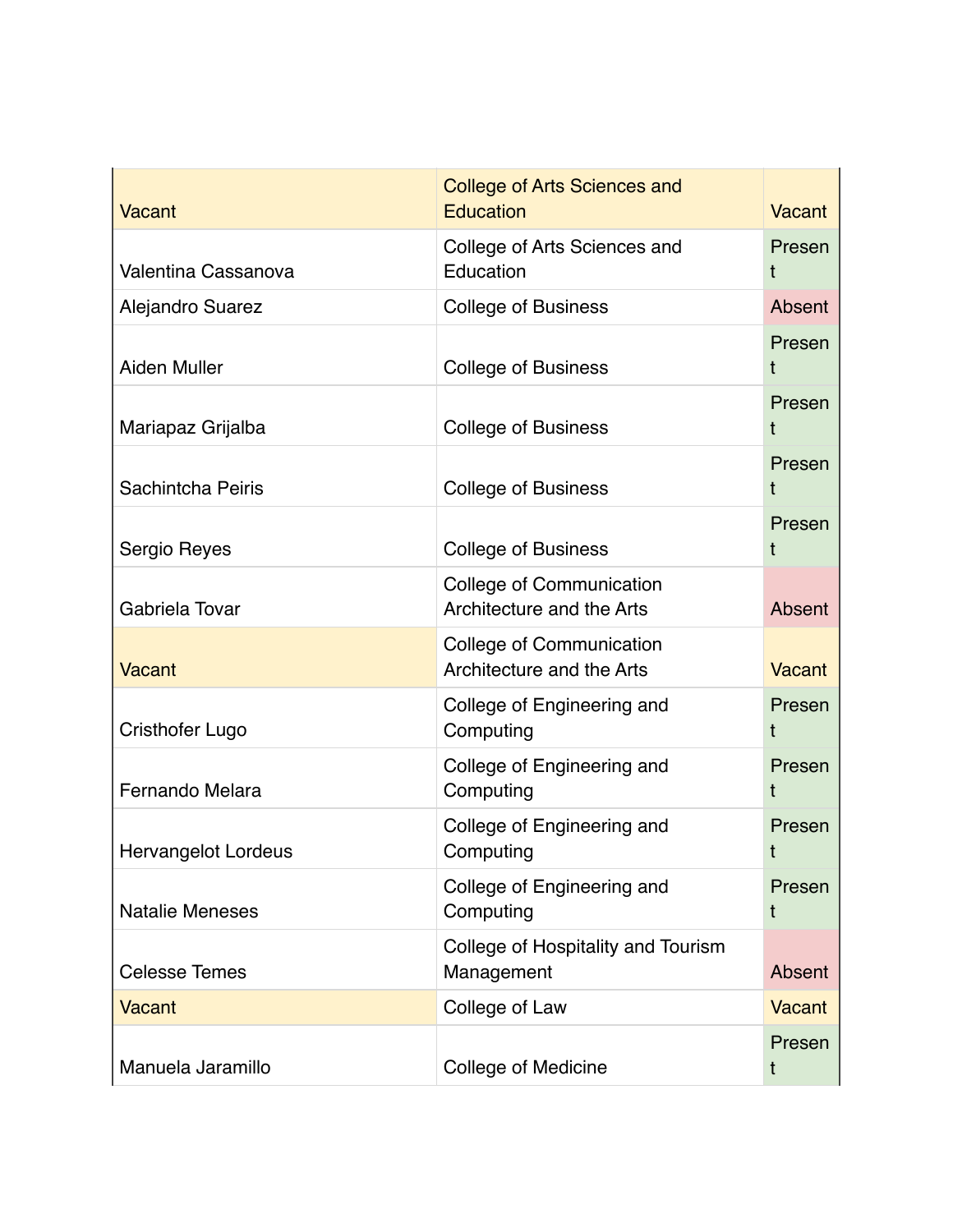| | | |
|---|---|---|
| Vacant | College of Arts Sciences and Education | Vacant |
| Valentina Cassanova | College of Arts Sciences and Education | Present |
| Alejandro Suarez | College of Business | Absent |
| Aiden Muller | College of Business | Present |
| Mariapaz Grijalba | College of Business | Present |
| Sachintcha Peiris | College of Business | Present |
| Sergio Reyes | College of Business | Present |
| Gabriela Tovar | College of Communication Architecture and the Arts | Absent |
| Vacant | College of Communication Architecture and the Arts | Vacant |
| Cristhofer Lugo | College of Engineering and Computing | Present |
| Fernando Melara | College of Engineering and Computing | Present |
| Hervangelot Lordeus | College of Engineering and Computing | Present |
| Natalie Meneses | College of Engineering and Computing | Present |
| Celesse Temes | College of Hospitality and Tourism Management | Absent |
| Vacant | College of Law | Vacant |
| Manuela Jaramillo | College of Medicine | Present |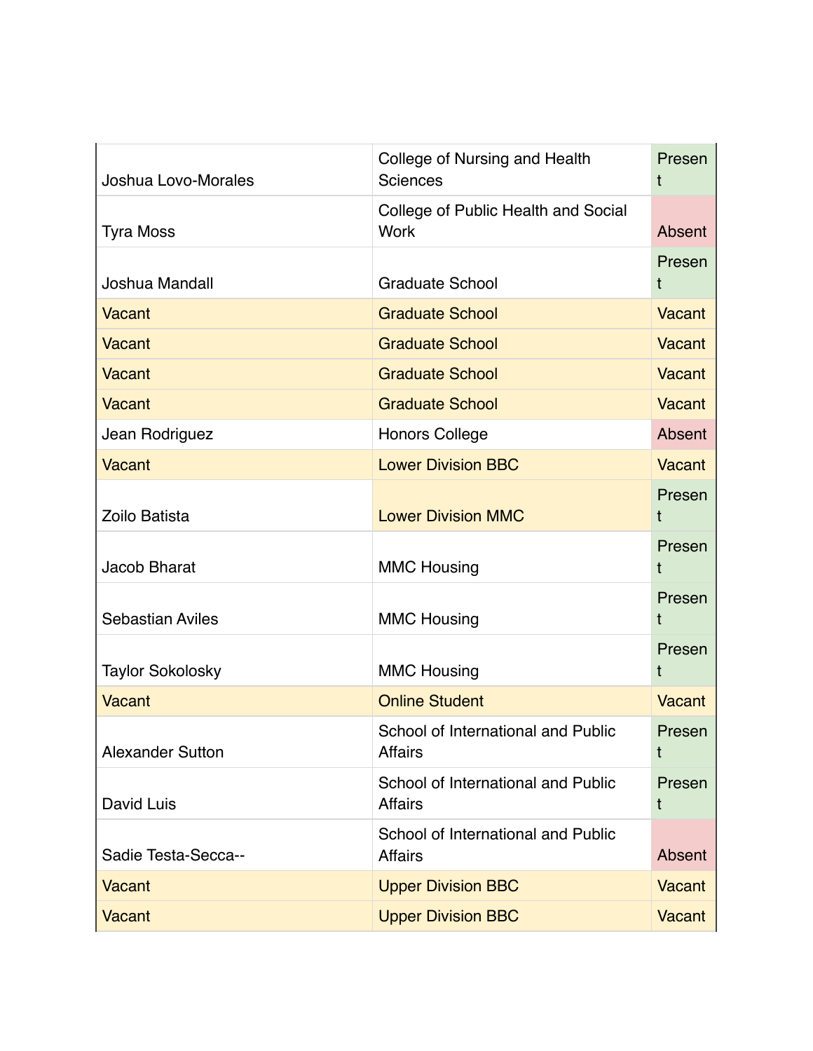| | | |
|---|---|---|
| Joshua Lovo-Morales | College of Nursing and Health Sciences | Present |
| Tyra Moss | College of Public Health and Social Work | Absent |
| Joshua Mandall | Graduate School | Present |
| Vacant | Graduate School | Vacant |
| Vacant | Graduate School | Vacant |
| Vacant | Graduate School | Vacant |
| Vacant | Graduate School | Vacant |
| Jean Rodriguez | Honors College | Absent |
| Vacant | Lower Division BBC | Vacant |
| Zoilo Batista | Lower Division MMC | Present |
| Jacob Bharat | MMC Housing | Present |
| Sebastian Aviles | MMC Housing | Present |
| Taylor Sokolosky | MMC Housing | Present |
| Vacant | Online Student | Vacant |
| Alexander Sutton | School of International and Public Affairs | Present |
| David Luis | School of International and Public Affairs | Present |
| Sadie Testa-Secca-- | School of International and Public Affairs | Absent |
| Vacant | Upper Division BBC | Vacant |
| Vacant | Upper Division BBC | Vacant |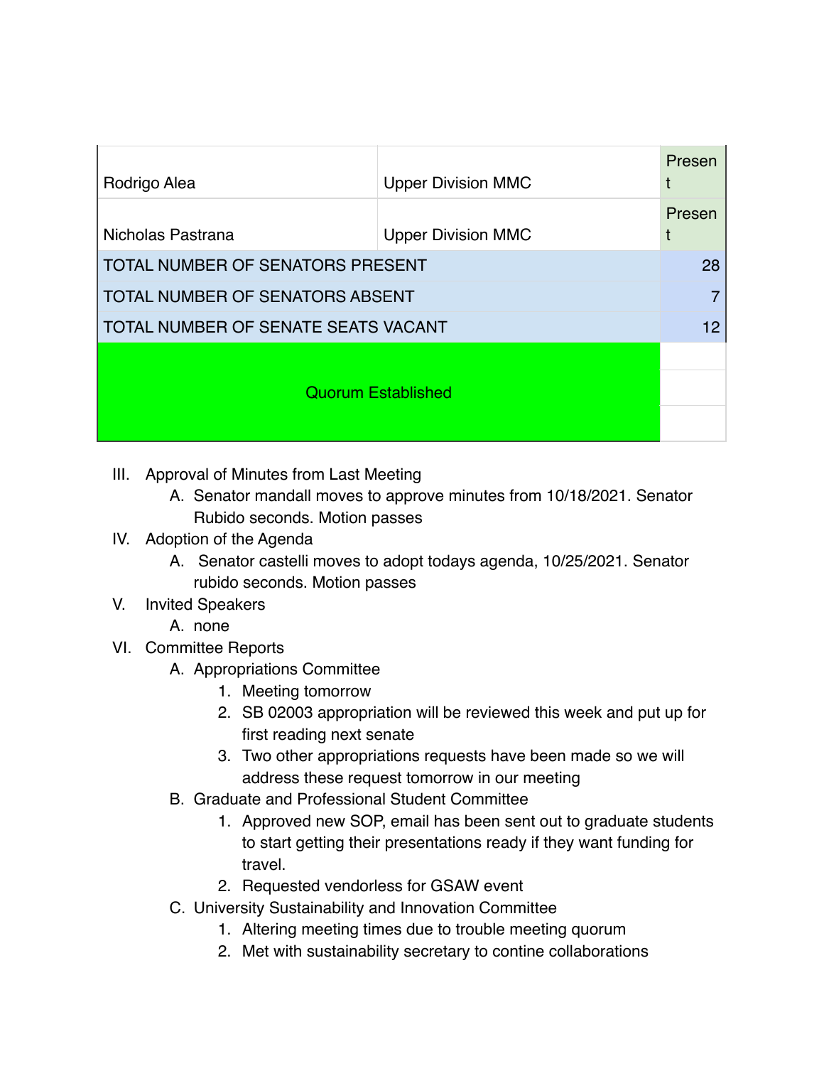| | | |
|---|---|---|
| Rodrigo Alea | Upper Division MMC | Present |
| Nicholas Pastrana | Upper Division MMC | Present |
| TOTAL NUMBER OF SENATORS PRESENT | | 28 |
| TOTAL NUMBER OF SENATORS ABSENT | | 7 |
| TOTAL NUMBER OF SENATE SEATS VACANT | | 12 |
| Quorum Established | | |

III. Approval of Minutes from Last Meeting
   A. Senator mandall moves to approve minutes from 10/18/2021. Senator Rubido seconds. Motion passes

IV. Adoption of the Agenda
   A. Senator castelli moves to adopt todays agenda, 10/25/2021. Senator rubido seconds. Motion passes

V. Invited Speakers
   A. none

VI. Committee Reports
   A. Appropriations Committee
      1. Meeting tomorrow
      2. SB 02003 appropriation will be reviewed this week and put up for first reading next senate
      3. Two other appropriations requests have been made so we will address these request tomorrow in our meeting
   B. Graduate and Professional Student Committee
      1. Approved new SOP, email has been sent out to graduate students to start getting their presentations ready if they want funding for travel.
      2. Requested vendorless for GSAW event
   C. University Sustainability and Innovation Committee
      1. Altering meeting times due to trouble meeting quorum
      2. Met with sustainability secretary to contine collaborations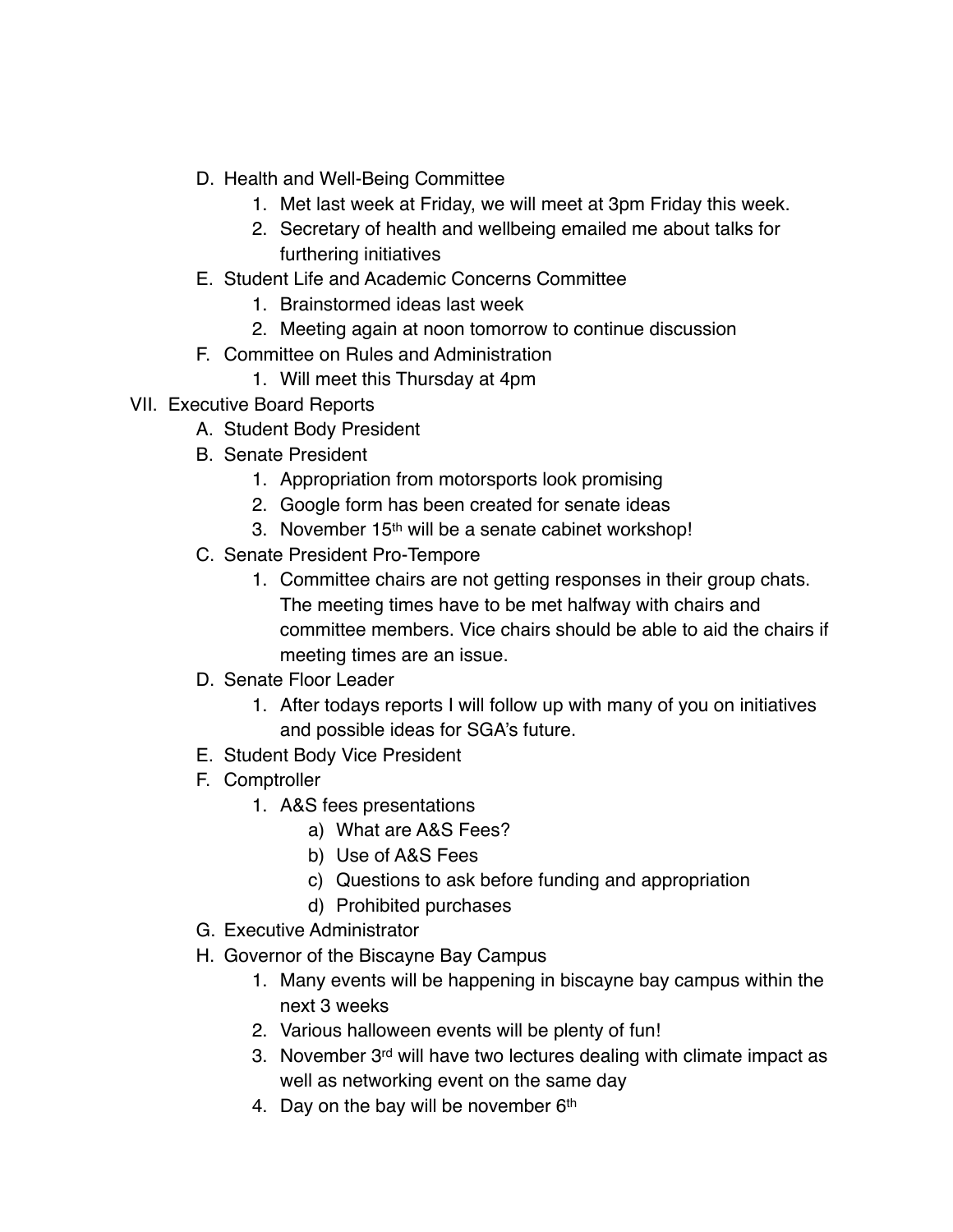D. Health and Well-Being Committee
    1. Met last week at Friday, we will meet at 3pm Friday this week.
    2. Secretary of health and wellbeing emailed me about talks for furthering initiatives

E. Student Life and Academic Concerns Committee
    1. Brainstormed ideas last week
    2. Meeting again at noon tomorrow to continue discussion

F. Committee on Rules and Administration
    1. Will meet this Thursday at 4pm

VII. Executive Board Reports

A. Student Body President

B. Senate President
    1. Appropriation from motorsports look promising
    2. Google form has been created for senate ideas
    3. November 15th will be a senate cabinet workshop!

C. Senate President Pro-Tempore
    1. Committee chairs are not getting responses in their group chats. The meeting times have to be met halfway with chairs and committee members. Vice chairs should be able to aid the chairs if meeting times are an issue.

D. Senate Floor Leader
    1. After todays reports I will follow up with many of you on initiatives and possible ideas for SGA's future.

E. Student Body Vice President

F. Comptroller
    1. A&S fees presentations
        a) What are A&S Fees?
        b) Use of A&S Fees
        c) Questions to ask before funding and appropriation
        d) Prohibited purchases

G. Executive Administrator

H. Governor of the Biscayne Bay Campus
    1. Many events will be happening in biscayne bay campus within the next 3 weeks
    2. Various halloween events will be plenty of fun!
    3. November 3rd will have two lectures dealing with climate impact as well as networking event on the same day
    4. Day on the bay will be november 6th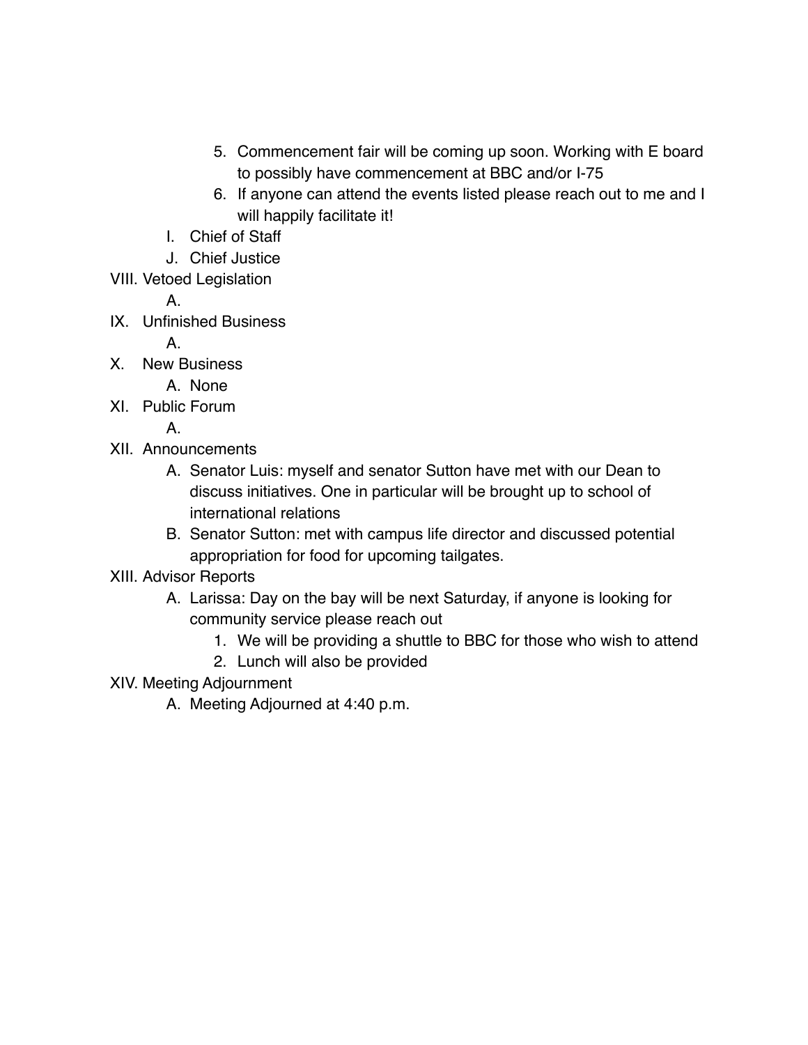5. Commencement fair will be coming up soon. Working with E board to possibly have commencement at BBC and/or I-75
6. If anyone can attend the events listed please reach out to me and I will happily facilitate it!

I. Chief of Staff

J. Chief Justice

VIII. Vetoed Legislation

A.

IX. Unfinished Business

A.

X. New Business

A. None

XI. Public Forum

A.

XII. Announcements

A. Senator Luis: myself and senator Sutton have met with our Dean to discuss initiatives. One in particular will be brought up to school of international relations

B. Senator Sutton: met with campus life director and discussed potential appropriation for food for upcoming tailgates.

XIII. Advisor Reports

A. Larissa: Day on the bay will be next Saturday, if anyone is looking for community service please reach out

1. We will be providing a shuttle to BBC for those who wish to attend
2. Lunch will also be provided

XIV. Meeting Adjournment

A. Meeting Adjourned at 4:40 p.m.